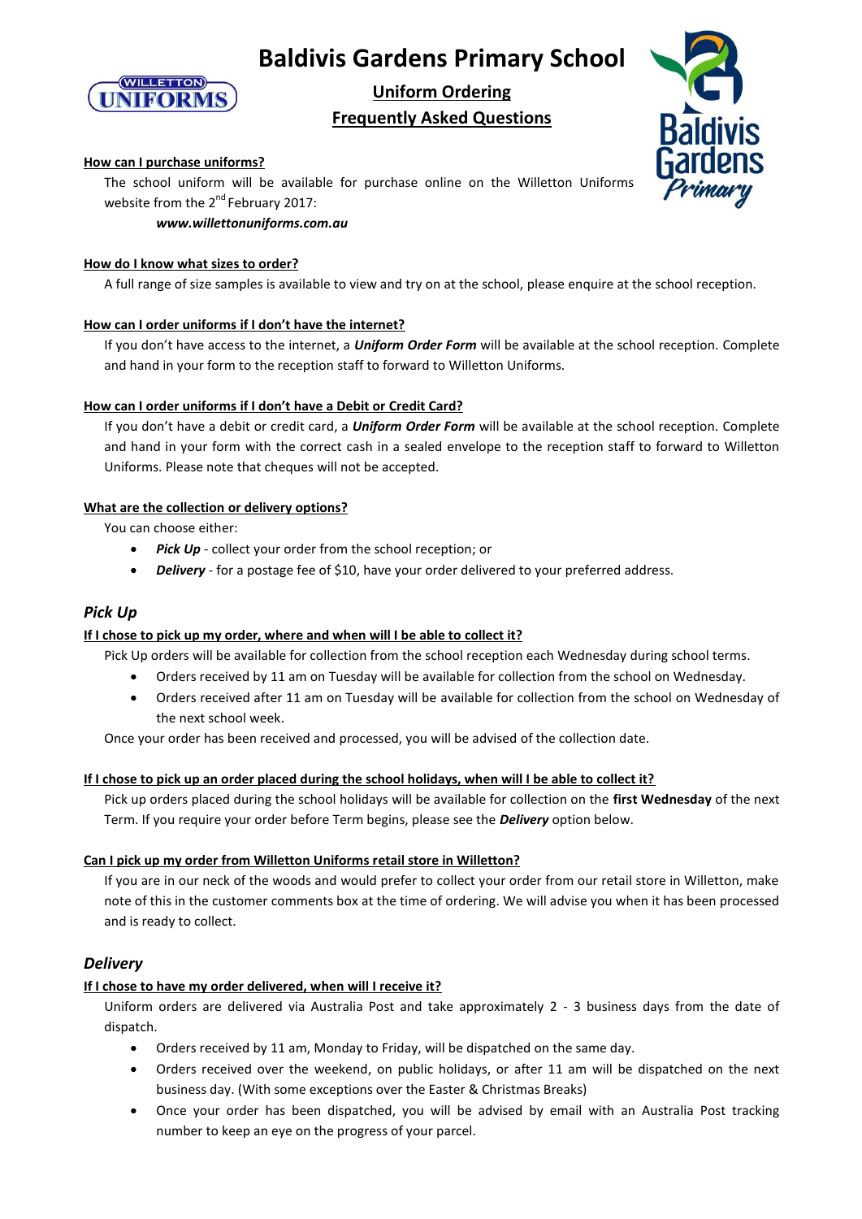# Baldivis Gardens Primary School

## Uniform Ordering

## Frequently Asked Questions

**How can I purchase uniforms?**

The school uniform will be available for purchase online on the Willetton Uniforms website from the 2nd February 2017:

***www.willettonuniforms.com.au***

**How do I know what sizes to order?**

A full range of size samples is available to view and try on at the school, please enquire at the school reception.

**How can I order uniforms if I don't have the internet?**

If you don't have access to the internet, a ***Uniform Order Form*** will be available at the school reception. Complete and hand in your form to the reception staff to forward to Willetton Uniforms.

**How can I order uniforms if I don't have a Debit or Credit Card?**

If you don't have a debit or credit card, a ***Uniform Order Form*** will be available at the school reception. Complete and hand in your form with the correct cash in a sealed envelope to the reception staff to forward to Willetton Uniforms. Please note that cheques will not be accepted.

**What are the collection or delivery options?**

You can choose either:

- ***Pick Up*** - collect your order from the school reception; or
- ***Delivery*** - for a postage fee of $10, have your order delivered to your preferred address.

### *Pick Up*

**If I chose to pick up my order, where and when will I be able to collect it?**

Pick Up orders will be available for collection from the school reception each Wednesday during school terms.

- Orders received by 11 am on Tuesday will be available for collection from the school on Wednesday.
- Orders received after 11 am on Tuesday will be available for collection from the school on Wednesday of the next school week.

Once your order has been received and processed, you will be advised of the collection date.

**If I chose to pick up an order placed during the school holidays, when will I be able to collect it?**

Pick up orders placed during the school holidays will be available for collection on the **first Wednesday** of the next Term. If you require your order before Term begins, please see the ***Delivery*** option below.

**Can I pick up my order from Willetton Uniforms retail store in Willetton?**

If you are in our neck of the woods and would prefer to collect your order from our retail store in Willetton, make note of this in the customer comments box at the time of ordering. We will advise you when it has been processed and is ready to collect.

### *Delivery*

**If I chose to have my order delivered, when will I receive it?**

Uniform orders are delivered via Australia Post and take approximately 2 - 3 business days from the date of dispatch.

- Orders received by 11 am, Monday to Friday, will be dispatched on the same day.
- Orders received over the weekend, on public holidays, or after 11 am will be dispatched on the next business day. (With some exceptions over the Easter & Christmas Breaks)
- Once your order has been dispatched, you will be advised by email with an Australia Post tracking number to keep an eye on the progress of your parcel.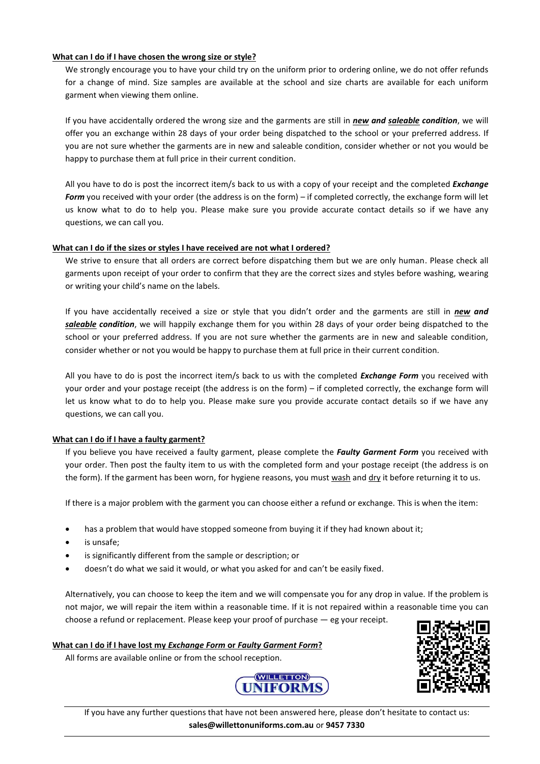**What can I do if I have chosen the wrong size or style?**

We strongly encourage you to have your child try on the uniform prior to ordering online, we do not offer refunds for a change of mind. Size samples are available at the school and size charts are available for each uniform garment when viewing them online.

If you have accidentally ordered the wrong size and the garments are still in ***new and saleable condition***, we will offer you an exchange within 28 days of your order being dispatched to the school or your preferred address. If you are not sure whether the garments are in new and saleable condition, consider whether or not you would be happy to purchase them at full price in their current condition.

All you have to do is post the incorrect item/s back to us with a copy of your receipt and the completed ***Exchange Form*** you received with your order (the address is on the form) – if completed correctly, the exchange form will let us know what to do to help you. Please make sure you provide accurate contact details so if we have any questions, we can call you.

**What can I do if the sizes or styles I have received are not what I ordered?**

We strive to ensure that all orders are correct before dispatching them but we are only human. Please check all garments upon receipt of your order to confirm that they are the correct sizes and styles before washing, wearing or writing your child's name on the labels.

If you have accidentally received a size or style that you didn't order and the garments are still in ***new and saleable condition***, we will happily exchange them for you within 28 days of your order being dispatched to the school or your preferred address. If you are not sure whether the garments are in new and saleable condition, consider whether or not you would be happy to purchase them at full price in their current condition.

All you have to do is post the incorrect item/s back to us with the completed ***Exchange Form*** you received with your order and your postage receipt (the address is on the form) – if completed correctly, the exchange form will let us know what to do to help you. Please make sure you provide accurate contact details so if we have any questions, we can call you.

**What can I do if I have a faulty garment?**

If you believe you have received a faulty garment, please complete the ***Faulty Garment Form*** you received with your order. Then post the faulty item to us with the completed form and your postage receipt (the address is on the form). If the garment has been worn, for hygiene reasons, you must wash and dry it before returning it to us.

If there is a major problem with the garment you can choose either a refund or exchange. This is when the item:

- has a problem that would have stopped someone from buying it if they had known about it;
- is unsafe;
- is significantly different from the sample or description; or
- doesn't do what we said it would, or what you asked for and can't be easily fixed.

Alternatively, you can choose to keep the item and we will compensate you for any drop in value. If the problem is not major, we will repair the item within a reasonable time. If it is not repaired within a reasonable time you can choose a refund or replacement. Please keep your proof of purchase — eg your receipt.

**What can I do if I have lost my *Exchange Form* or *Faulty Garment Form*?**

All forms are available online or from the school reception.

WILLETTON UNIFORMS

If you have any further questions that have not been answered here, please don't hesitate to contact us:
**sales@willettonuniforms.com.au** or **9457 7330**